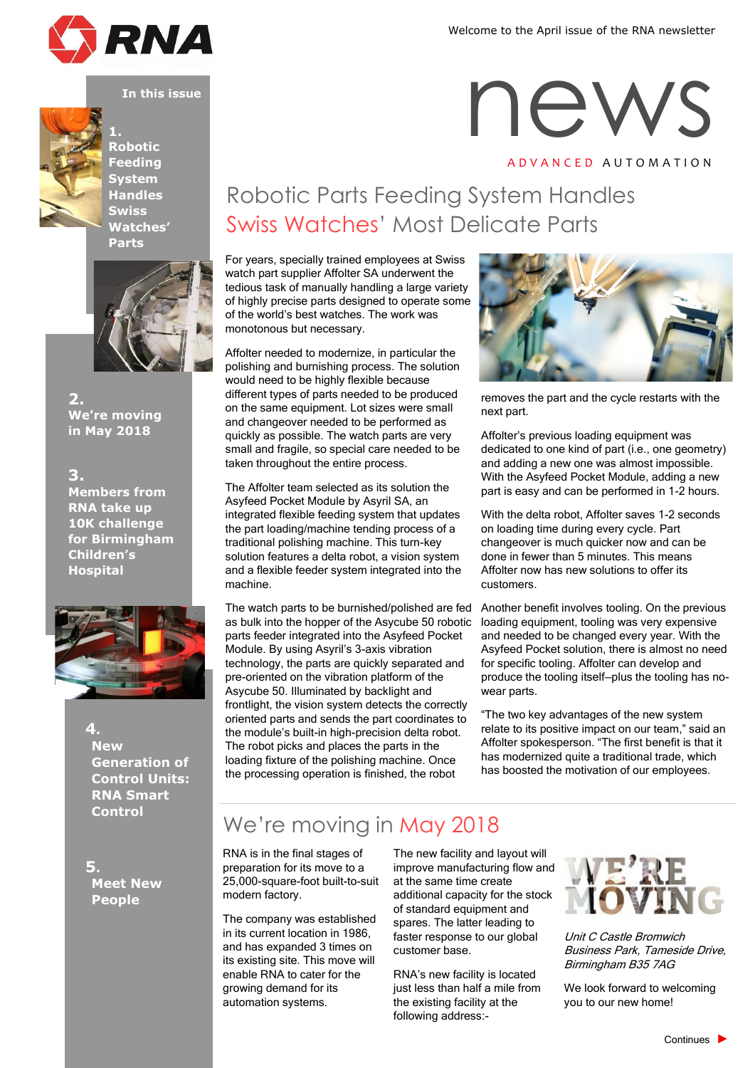Welcome to the April issue of the RNA newsletter

# news

ADVANCED AUTOMATION

**In this issue**

1. **Robotic Feeding System Handles Swiss Watches' Parts**
2. **We're moving in May 2018**
3. **Members from RNA take up 10K challenge for Birmingham Children's Hospital**
4. **New Generation of Control Units: RNA Smart Control**
5. **Meet New People**

## Robotic Parts Feeding System Handles Swiss Watches' Most Delicate Parts

For years, specially trained employees at Swiss watch part supplier Affolter SA underwent the tedious task of manually handling a large variety of highly precise parts designed to operate some of the world's best watches. The work was monotonous but necessary.

Affolter needed to modernize, in particular the polishing and burnishing process. The solution would need to be highly flexible because different types of parts needed to be produced on the same equipment. Lot sizes were small and changeover needed to be performed as quickly as possible. The watch parts are very small and fragile, so special care needed to be taken throughout the entire process.

The Affolter team selected as its solution the Asyfeed Pocket Module by Asyril SA, an integrated flexible feeding system that updates the part loading/machine tending process of a traditional polishing machine. This turn-key solution features a delta robot, a vision system and a flexible feeder system integrated into the machine.

The watch parts to be burnished/polished are fed as bulk into the hopper of the Asycube 50 robotic parts feeder integrated into the Asyfeed Pocket Module. By using Asyril's 3-axis vibration technology, the parts are quickly separated and pre-oriented on the vibration platform of the Asycube 50. Illuminated by backlight and frontlight, the vision system detects the correctly oriented parts and sends the part coordinates to the module's built-in high-precision delta robot. The robot picks and places the parts in the loading fixture of the polishing machine. Once the processing operation is finished, the robot removes the part and the cycle restarts with the next part.

Affolter's previous loading equipment was dedicated to one kind of part (i.e., one geometry) and adding a new one was almost impossible. With the Asyfeed Pocket Module, adding a new part is easy and can be performed in 1-2 hours.

With the delta robot, Affolter saves 1-2 seconds on loading time during every cycle. Part changeover is much quicker now and can be done in fewer than 5 minutes. This means Affolter now has new solutions to offer its customers.

Another benefit involves tooling. On the previous loading equipment, tooling was very expensive and needed to be changed every year. With the Asyfeed Pocket solution, there is almost no need for specific tooling. Affolter can develop and produce the tooling itself–plus the tooling has no-wear parts.

"The two key advantages of the new system relate to its positive impact on our team," said an Affolter spokesperson. "The first benefit is that it has modernized quite a traditional trade, which has boosted the motivation of our employees.

## We're moving in May 2018

RNA is in the final stages of preparation for its move to a 25,000-square-foot built-to-suit modern factory.

The company was established in its current location in 1986, and has expanded 3 times on its existing site. This move will enable RNA to cater for the growing demand for its automation systems.

The new facility and layout will improve manufacturing flow and at the same time create additional capacity for the stock of standard equipment and spares. The latter leading to faster response to our global customer base.

RNA's new facility is located just less than half a mile from the existing facility at the following address:-

WE'RE MOVING

*Unit C Castle Bromwich Business Park, Tameside Drive, Birmingham B35 7AG*

We look forward to welcoming you to our new home!

Continues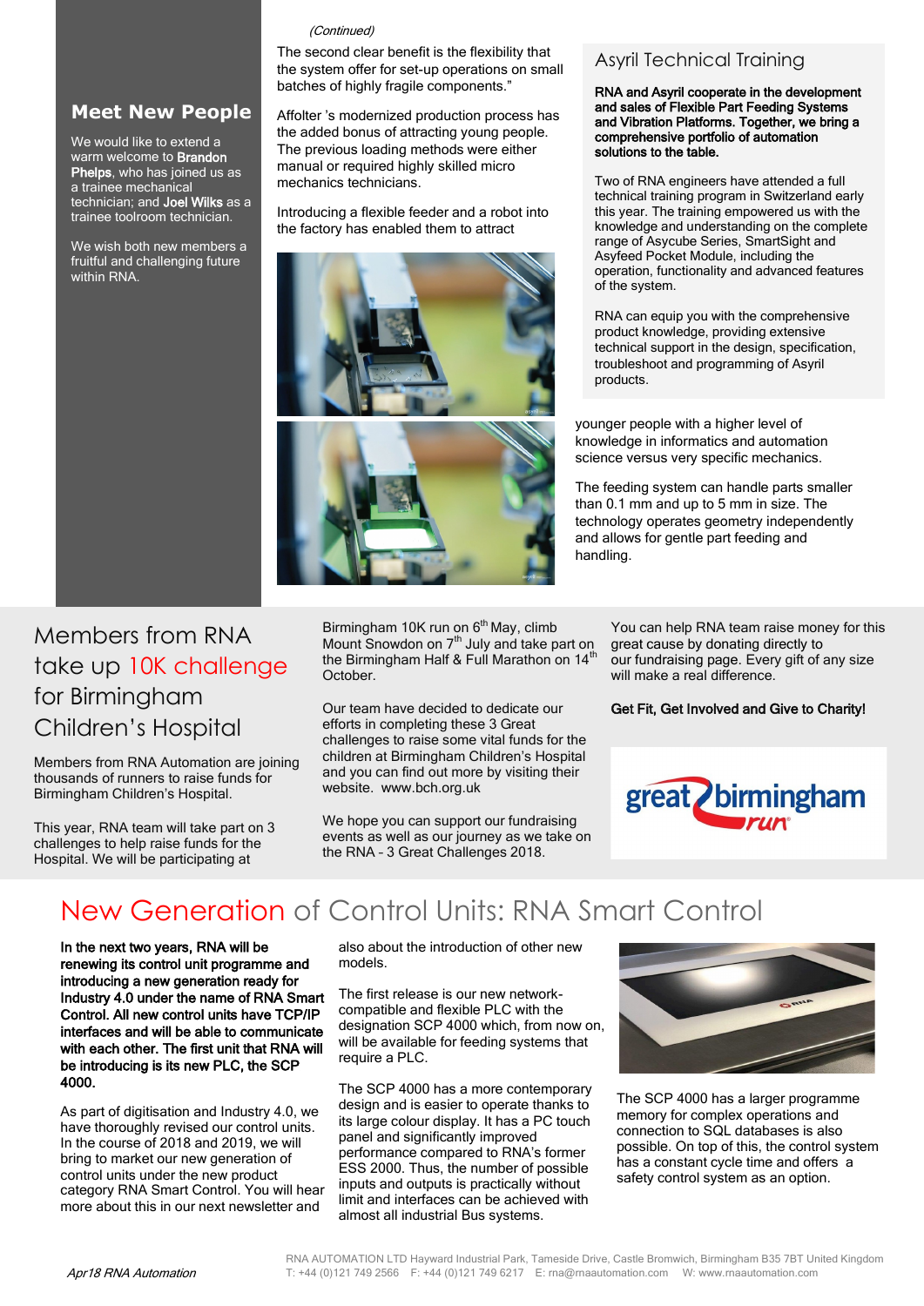## Meet New People

We would like to extend a warm welcome to **Brandon Phelps**, who has joined us as a trainee mechanical technician; and **Joel Wilks** as a trainee toolroom technician.

We wish both new members a fruitful and challenging future within RNA.

*(Continued)*

The second clear benefit is the flexibility that the system offer for set-up operations on small batches of highly fragile components."

Affolter 's modernized production process has the added bonus of attracting young people. The previous loading methods were either manual or required highly skilled micro mechanics technicians.

Introducing a flexible feeder and a robot into the factory has enabled them to attract younger people with a higher level of knowledge in informatics and automation science versus very specific mechanics.

The feeding system can handle parts smaller than 0.1 mm and up to 5 mm in size. The technology operates geometry independently and allows for gentle part feeding and handling.

## Asyril Technical Training

**RNA and Asyril cooperate in the development and sales of Flexible Part Feeding Systems and Vibration Platforms. Together, we bring a comprehensive portfolio of automation solutions to the table.**

Two of RNA engineers have attended a full technical training program in Switzerland early this year. The training empowered us with the knowledge and understanding on the complete range of Asycube Series, SmartSight and Asyfeed Pocket Module, including the operation, functionality and advanced features of the system.

RNA can equip you with the comprehensive product knowledge, providing extensive technical support in the design, specification, troubleshoot and programming of Asyril products.

## Members from RNA take up 10K challenge for Birmingham Children's Hospital

Members from RNA Automation are joining thousands of runners to raise funds for Birmingham Children's Hospital.

This year, RNA team will take part on 3 challenges to help raise funds for the Hospital. We will be participating at Birmingham 10K run on 6th May, climb Mount Snowdon on 7th July and take part on the Birmingham Half & Full Marathon on 14th October.

Our team have decided to dedicate our efforts in completing these 3 Great challenges to raise some vital funds for the children at Birmingham Children's Hospital and you can find out more by visiting their website. www.bch.org.uk

We hope you can support our fundraising events as well as our journey as we take on the RNA - 3 Great Challenges 2018.

You can help RNA team raise money for this great cause by donating directly to our fundraising page. Every gift of any size will make a real difference.

**Get Fit, Get Involved and Give to Charity!**

great birmingham run

## New Generation of Control Units: RNA Smart Control

**In the next two years, RNA will be renewing its control unit programme and introducing a new generation ready for Industry 4.0 under the name of RNA Smart Control. All new control units have TCP/IP interfaces and will be able to communicate with each other. The first unit that RNA will be introducing is its new PLC, the SCP 4000.**

As part of digitisation and Industry 4.0, we have thoroughly revised our control units. In the course of 2018 and 2019, we will bring to market our new generation of control units under the new product category RNA Smart Control. You will hear more about this in our next newsletter and also about the introduction of other new models.

The first release is our new network-compatible and flexible PLC with the designation SCP 4000 which, from now on, will be available for feeding systems that require a PLC.

The SCP 4000 has a more contemporary design and is easier to operate thanks to its large colour display. It has a PC touch panel and significantly improved performance compared to RNA's former ESS 2000. Thus, the number of possible inputs and outputs is practically without limit and interfaces can be achieved with almost all industrial Bus systems.

The SCP 4000 has a larger programme memory for complex operations and connection to SQL databases is also possible. On top of this, the control system has a constant cycle time and offers a safety control system as an option.

*Apr18 RNA Automation*

RNA AUTOMATION LTD Hayward Industrial Park, Tameside Drive, Castle Bromwich, Birmingham B35 7BT United Kingdom
T: +44 (0)121 749 2566 F: +44 (0)121 749 6217 E: rna@rnaautomation.com W: www.rnaautomation.com